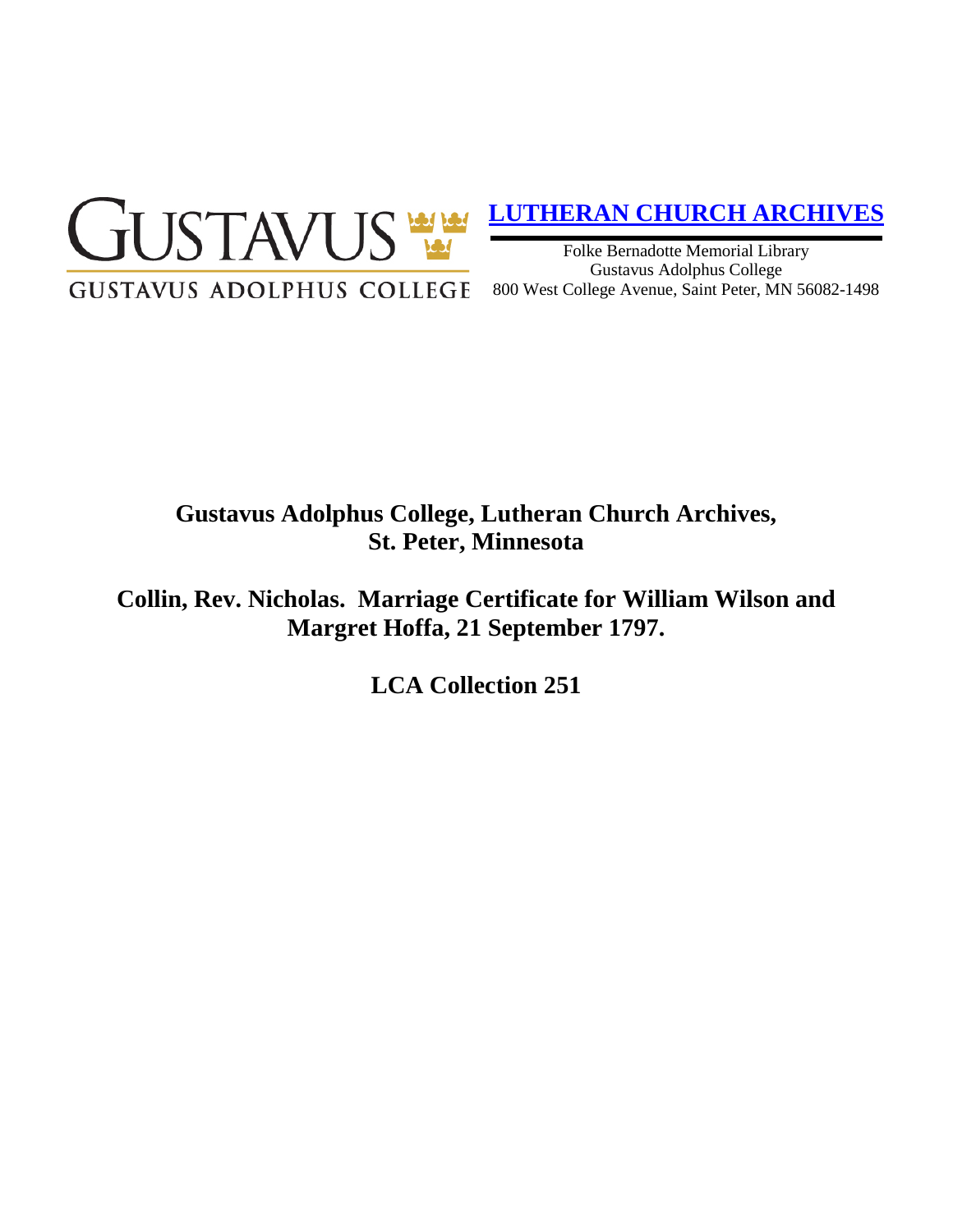GUSTAVUS

GUSTAVUS ADOLPHUS COLLEGE

**LUTHERAN CHURCH ARCHIVES**

Folke Bernadotte Memorial Library
Gustavus Adolphus College
800 West College Avenue, Saint Peter, MN 56082-1498

# Gustavus Adolphus College, Lutheran Church Archives, St. Peter, Minnesota

# Collin, Rev. Nicholas. Marriage Certificate for William Wilson and Margret Hoffa, 21 September 1797.

# LCA Collection 251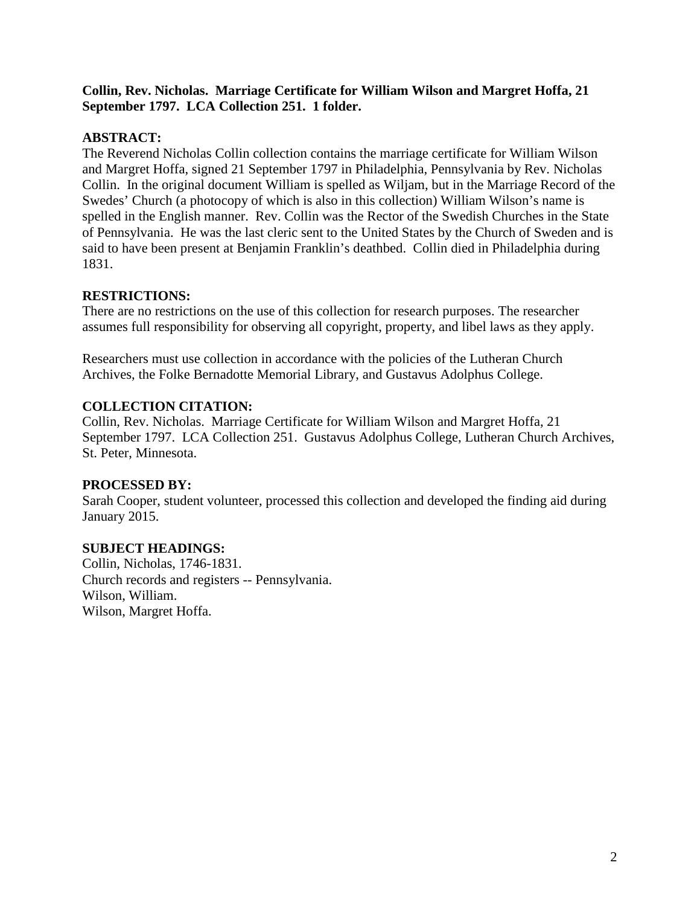**Collin, Rev. Nicholas. Marriage Certificate for William Wilson and Margret Hoffa, 21 September 1797. LCA Collection 251. 1 folder.**

## ABSTRACT:

The Reverend Nicholas Collin collection contains the marriage certificate for William Wilson and Margret Hoffa, signed 21 September 1797 in Philadelphia, Pennsylvania by Rev. Nicholas Collin. In the original document William is spelled as Wiljam, but in the Marriage Record of the Swedes' Church (a photocopy of which is also in this collection) William Wilson's name is spelled in the English manner. Rev. Collin was the Rector of the Swedish Churches in the State of Pennsylvania. He was the last cleric sent to the United States by the Church of Sweden and is said to have been present at Benjamin Franklin's deathbed. Collin died in Philadelphia during 1831.

## RESTRICTIONS:

There are no restrictions on the use of this collection for research purposes. The researcher assumes full responsibility for observing all copyright, property, and libel laws as they apply.

Researchers must use collection in accordance with the policies of the Lutheran Church Archives, the Folke Bernadotte Memorial Library, and Gustavus Adolphus College.

## COLLECTION CITATION:

Collin, Rev. Nicholas. Marriage Certificate for William Wilson and Margret Hoffa, 21 September 1797. LCA Collection 251. Gustavus Adolphus College, Lutheran Church Archives, St. Peter, Minnesota.

## PROCESSED BY:

Sarah Cooper, student volunteer, processed this collection and developed the finding aid during January 2015.

## SUBJECT HEADINGS:

Collin, Nicholas, 1746-1831.
Church records and registers -- Pennsylvania.
Wilson, William.
Wilson, Margret Hoffa.